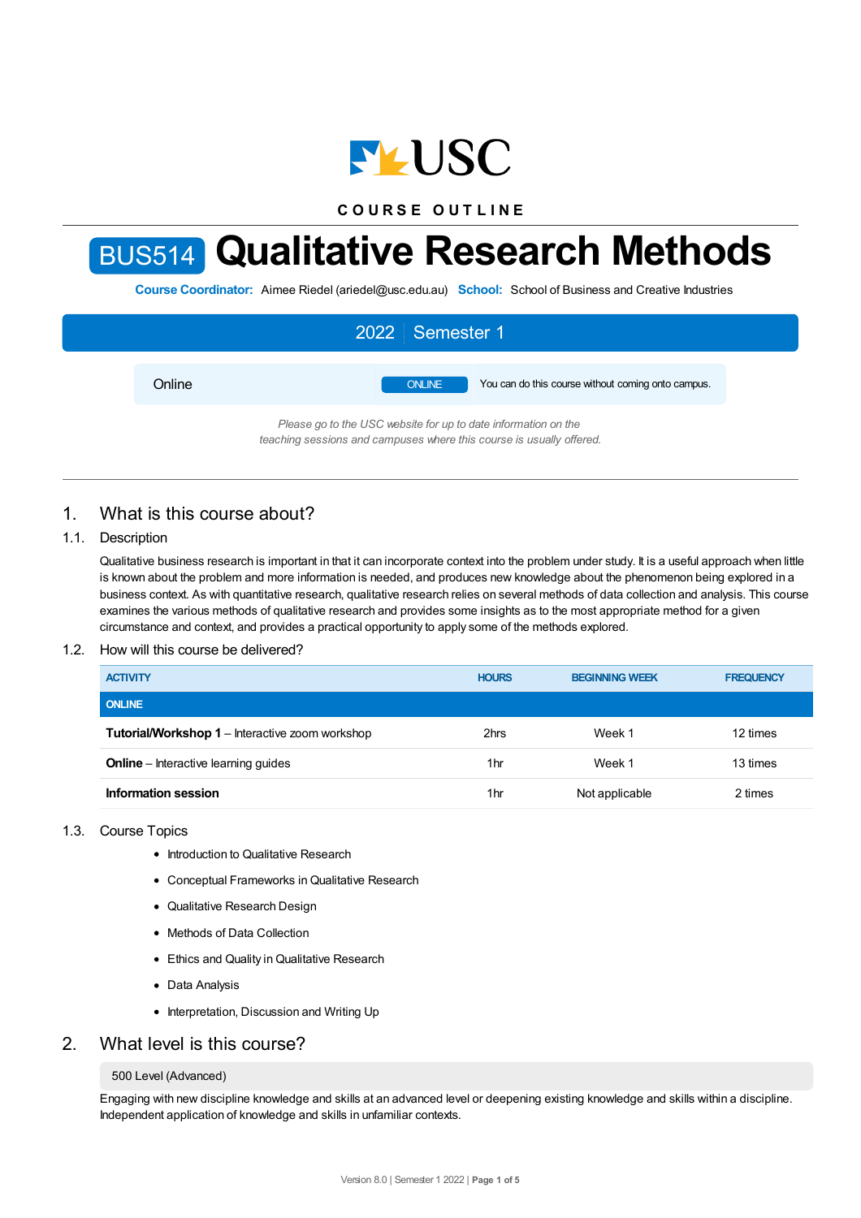COURSE OUTLINE

# BUS514 Qualitative Research Methods

**Course Coordinator:** Aimee Riedel (ariedel@usc.edu.au) **School:** School of Business and Creative Industries

**2022 | Semester 1**

Online | ONLINE | You can do this course without coming onto campus.

*Please go to the USC website for up to date information on the teaching sessions and campuses where this course is usually offered.*

## 1. What is this course about?

### 1.1. Description

Qualitative business research is important in that it can incorporate context into the problem under study. It is a useful approach when little is known about the problem and more information is needed, and produces new knowledge about the phenomenon being explored in a business context. As with quantitative research, qualitative research relies on several methods of data collection and analysis. This course examines the various methods of qualitative research and provides some insights as to the most appropriate method for a given circumstance and context, and provides a practical opportunity to apply some of the methods explored.

### 1.2. How will this course be delivered?

| ACTIVITY | HOURS | BEGINNING WEEK | FREQUENCY |
|---|---|---|---|
| **ONLINE** | | | |
| **Tutorial/Workshop 1** – Interactive zoom workshop | 2hrs | Week 1 | 12 times |
| **Online** – Interactive learning guides | 1hr | Week 1 | 13 times |
| **Information session** | 1hr | Not applicable | 2 times |

### 1.3. Course Topics

- Introduction to Qualitative Research
- Conceptual Frameworks in Qualitative Research
- Qualitative Research Design
- Methods of Data Collection
- Ethics and Quality in Qualitative Research
- Data Analysis
- Interpretation, Discussion and Writing Up

## 2. What level is this course?

500 Level (Advanced)

Engaging with new discipline knowledge and skills at an advanced level or deepening existing knowledge and skills within a discipline. Independent application of knowledge and skills in unfamiliar contexts.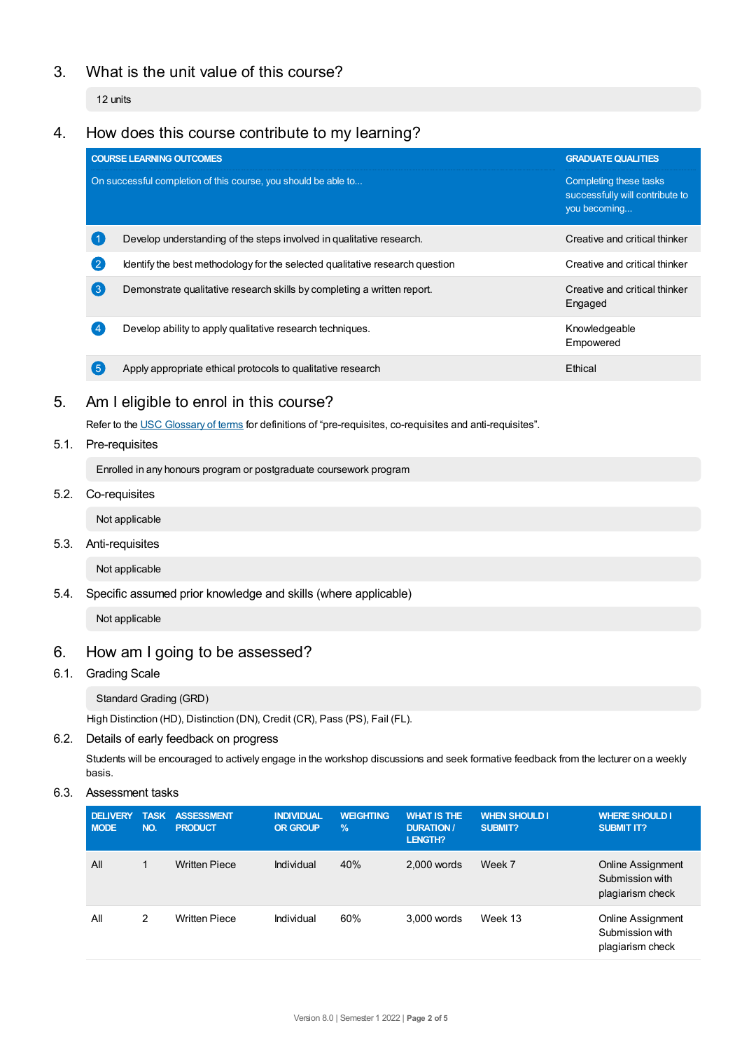## 3. What is the unit value of this course?

12 units

## 4. How does this course contribute to my learning?

| | COURSE LEARNING OUTCOMES<br>On successful completion of this course, you should be able to... | GRADUATE QUALITIES<br>Completing these tasks successfully will contribute to you becoming... |
|---|---|---|
| 1 | Develop understanding of the steps involved in qualitative research. | Creative and critical thinker |
| 2 | Identify the best methodology for the selected qualitative research question | Creative and critical thinker |
| 3 | Demonstrate qualitative research skills by completing a written report. | Creative and critical thinker<br>Engaged |
| 4 | Develop ability to apply qualitative research techniques. | Knowledgeable<br>Empowered |
| 5 | Apply appropriate ethical protocols to qualitative research | Ethical |

## 5. Am I eligible to enrol in this course?

Refer to the USC Glossary of terms for definitions of "pre-requisites, co-requisites and anti-requisites".

### 5.1. Pre-requisites

Enrolled in any honours program or postgraduate coursework program

### 5.2. Co-requisites

Not applicable

### 5.3. Anti-requisites

Not applicable

### 5.4. Specific assumed prior knowledge and skills (where applicable)

Not applicable

## 6. How am I going to be assessed?

### 6.1. Grading Scale

Standard Grading (GRD)

High Distinction (HD), Distinction (DN), Credit (CR), Pass (PS), Fail (FL).

### 6.2. Details of early feedback on progress

Students will be encouraged to actively engage in the workshop discussions and seek formative feedback from the lecturer on a weekly basis.

### 6.3. Assessment tasks

| DELIVERY MODE | TASK NO. | ASSESSMENT PRODUCT | INDIVIDUAL OR GROUP | WEIGHTING % | WHAT IS THE DURATION / LENGTH? | WHEN SHOULD I SUBMIT? | WHERE SHOULD I SUBMIT IT? |
|---|---|---|---|---|---|---|---|
| All | 1 | Written Piece | Individual | 40% | 2,000 words | Week 7 | Online Assignment Submission with plagiarism check |
| All | 2 | Written Piece | Individual | 60% | 3,000 words | Week 13 | Online Assignment Submission with plagiarism check |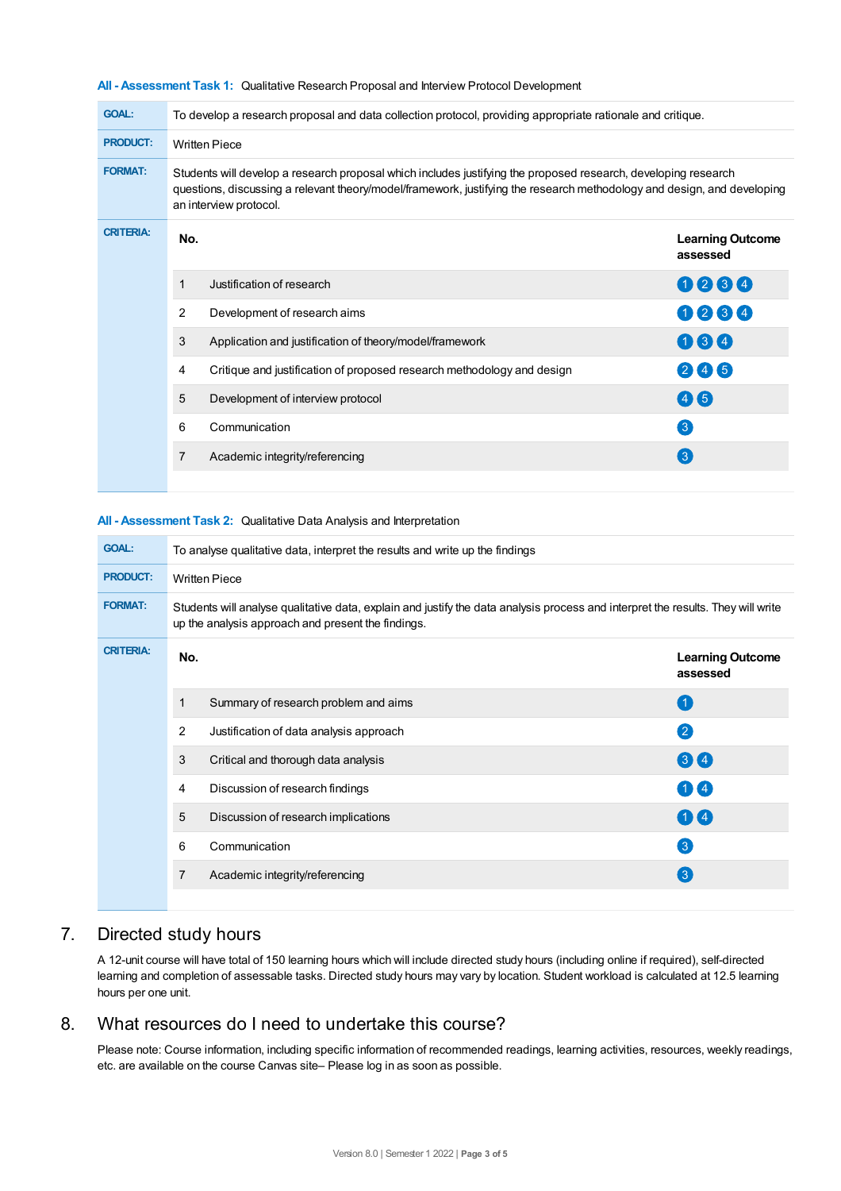**All - Assessment Task 1:** Qualitative Research Proposal and Interview Protocol Development

**GOAL:** To develop a research proposal and data collection protocol, providing appropriate rationale and critique.

**PRODUCT:** Written Piece

**FORMAT:** Students will develop a research proposal which includes justifying the proposed research, developing research questions, discussing a relevant theory/model/framework, justifying the research methodology and design, and developing an interview protocol.

**CRITERIA:**

| No. | | Learning Outcome assessed |
|---|---|---|
| 1 | Justification of research | 1 2 3 4 |
| 2 | Development of research aims | 1 2 3 4 |
| 3 | Application and justification of theory/model/framework | 1 3 4 |
| 4 | Critique and justification of proposed research methodology and design | 2 4 5 |
| 5 | Development of interview protocol | 4 5 |
| 6 | Communication | 3 |
| 7 | Academic integrity/referencing | 3 |

**All - Assessment Task 2:** Qualitative Data Analysis and Interpretation

**GOAL:** To analyse qualitative data, interpret the results and write up the findings

**PRODUCT:** Written Piece

**FORMAT:** Students will analyse qualitative data, explain and justify the data analysis process and interpret the results. They will write up the analysis approach and present the findings.

**CRITERIA:**

| No. | | Learning Outcome assessed |
|---|---|---|
| 1 | Summary of research problem and aims | 1 |
| 2 | Justification of data analysis approach | 2 |
| 3 | Critical and thorough data analysis | 3 4 |
| 4 | Discussion of research findings | 1 4 |
| 5 | Discussion of research implications | 1 4 |
| 6 | Communication | 3 |
| 7 | Academic integrity/referencing | 3 |

## 7. Directed study hours

A 12-unit course will have total of 150 learning hours which will include directed study hours (including online if required), self-directed learning and completion of assessable tasks. Directed study hours may vary by location. Student workload is calculated at 12.5 learning hours per one unit.

## 8. What resources do I need to undertake this course?

Please note: Course information, including specific information of recommended readings, learning activities, resources, weekly readings, etc. are available on the course Canvas site– Please log in as soon as possible.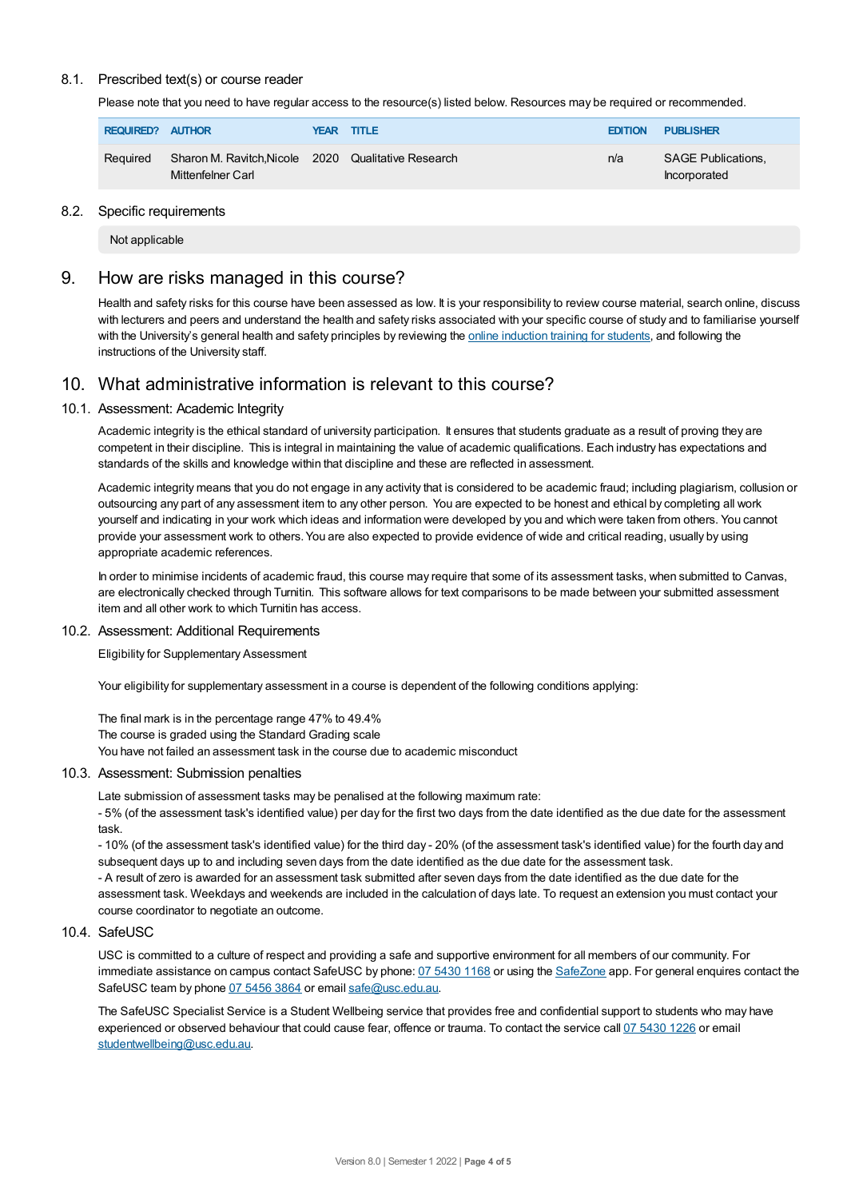### 8.1. Prescribed text(s) or course reader

Please note that you need to have regular access to the resource(s) listed below. Resources may be required or recommended.

| REQUIRED? | AUTHOR | YEAR | TITLE | EDITION | PUBLISHER |
|---|---|---|---|---|---|
| Required | Sharon M. Ravitch,Nicole Mittenfelner Carl | 2020 | Qualitative Research | n/a | SAGE Publications, Incorporated |

### 8.2. Specific requirements

Not applicable

## 9. How are risks managed in this course?

Health and safety risks for this course have been assessed as low. It is your responsibility to review course material, search online, discuss with lecturers and peers and understand the health and safety risks associated with your specific course of study and to familiarise yourself with the University's general health and safety principles by reviewing the [online induction training for students](), and following the instructions of the University staff.

## 10. What administrative information is relevant to this course?

### 10.1. Assessment: Academic Integrity

Academic integrity is the ethical standard of university participation. It ensures that students graduate as a result of proving they are competent in their discipline. This is integral in maintaining the value of academic qualifications. Each industry has expectations and standards of the skills and knowledge within that discipline and these are reflected in assessment.

Academic integrity means that you do not engage in any activity that is considered to be academic fraud; including plagiarism, collusion or outsourcing any part of any assessment item to any other person. You are expected to be honest and ethical by completing all work yourself and indicating in your work which ideas and information were developed by you and which were taken from others. You cannot provide your assessment work to others. You are also expected to provide evidence of wide and critical reading, usually by using appropriate academic references.

In order to minimise incidents of academic fraud, this course may require that some of its assessment tasks, when submitted to Canvas, are electronically checked through Turnitin. This software allows for text comparisons to be made between your submitted assessment item and all other work to which Turnitin has access.

### 10.2. Assessment: Additional Requirements

Eligibility for Supplementary Assessment

Your eligibility for supplementary assessment in a course is dependent of the following conditions applying:

The final mark is in the percentage range 47% to 49.4%
The course is graded using the Standard Grading scale
You have not failed an assessment task in the course due to academic misconduct

### 10.3. Assessment: Submission penalties

Late submission of assessment tasks may be penalised at the following maximum rate:
- 5% (of the assessment task's identified value) per day for the first two days from the date identified as the due date for the assessment task.
- 10% (of the assessment task's identified value) for the third day - 20% (of the assessment task's identified value) for the fourth day and subsequent days up to and including seven days from the date identified as the due date for the assessment task.
- A result of zero is awarded for an assessment task submitted after seven days from the date identified as the due date for the assessment task. Weekdays and weekends are included in the calculation of days late. To request an extension you must contact your course coordinator to negotiate an outcome.

### 10.4. SafeUSC

USC is committed to a culture of respect and providing a safe and supportive environment for all members of our community. For immediate assistance on campus contact SafeUSC by phone: [07 5430 1168]() or using the [SafeZone]() app. For general enquires contact the SafeUSC team by phone [07 5456 3864]() or email [safe@usc.edu.au]().

The SafeUSC Specialist Service is a Student Wellbeing service that provides free and confidential support to students who may have experienced or observed behaviour that could cause fear, offence or trauma. To contact the service call [07 5430 1226]() or email [studentwellbeing@usc.edu.au]().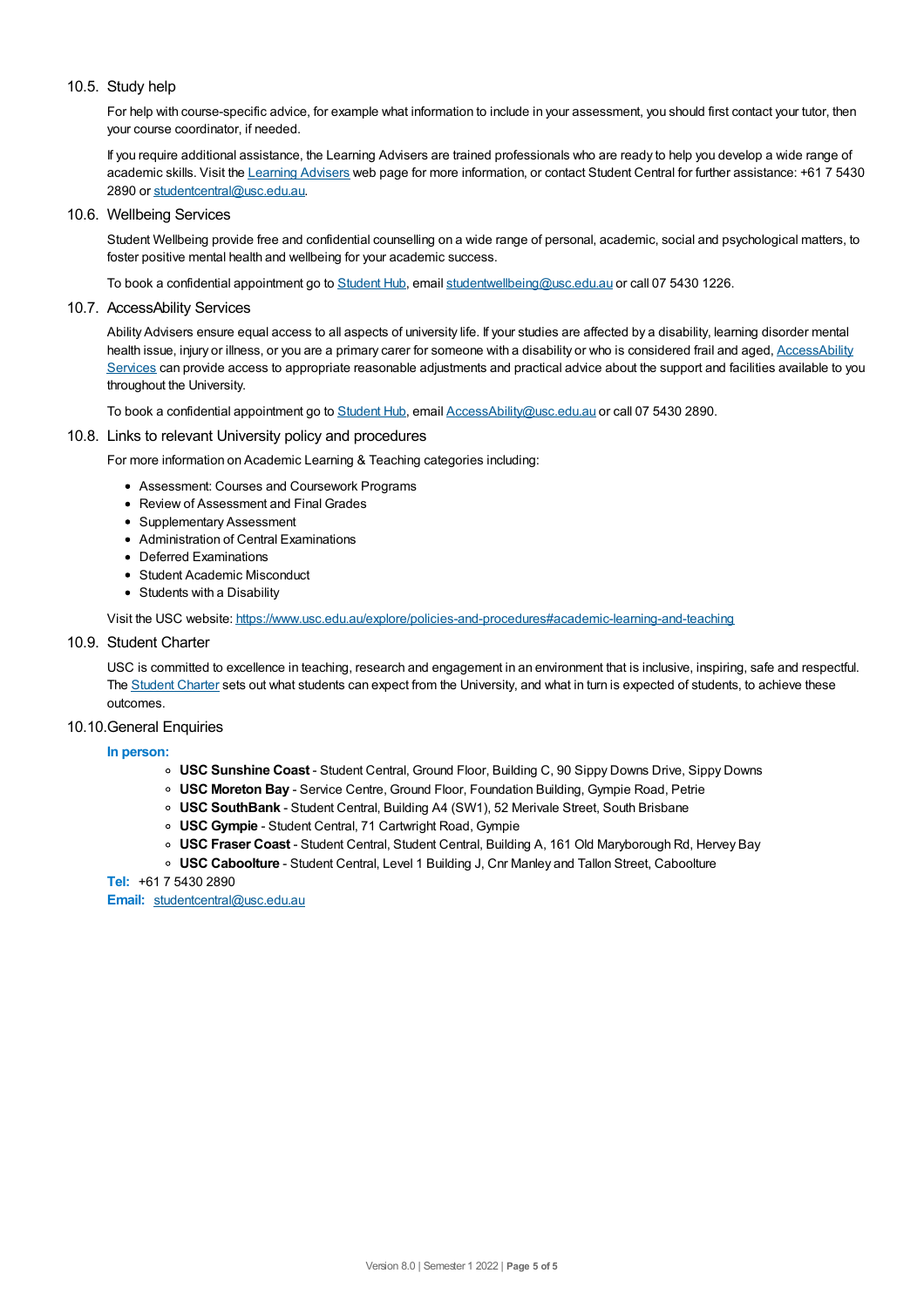### 10.5. Study help

For help with course-specific advice, for example what information to include in your assessment, you should first contact your tutor, then your course coordinator, if needed.

If you require additional assistance, the Learning Advisers are trained professionals who are ready to help you develop a wide range of academic skills. Visit the Learning Advisers web page for more information, or contact Student Central for further assistance: +61 7 5430 2890 or studentcentral@usc.edu.au.

### 10.6. Wellbeing Services

Student Wellbeing provide free and confidential counselling on a wide range of personal, academic, social and psychological matters, to foster positive mental health and wellbeing for your academic success.

To book a confidential appointment go to Student Hub, email studentwellbeing@usc.edu.au or call 07 5430 1226.

### 10.7. AccessAbility Services

Ability Advisers ensure equal access to all aspects of university life. If your studies are affected by a disability, learning disorder mental health issue, injury or illness, or you are a primary carer for someone with a disability or who is considered frail and aged, AccessAbility Services can provide access to appropriate reasonable adjustments and practical advice about the support and facilities available to you throughout the University.

To book a confidential appointment go to Student Hub, email AccessAbility@usc.edu.au or call 07 5430 2890.

### 10.8. Links to relevant University policy and procedures

For more information on Academic Learning & Teaching categories including:

- Assessment: Courses and Coursework Programs
- Review of Assessment and Final Grades
- Supplementary Assessment
- Administration of Central Examinations
- Deferred Examinations
- Student Academic Misconduct
- Students with a Disability

Visit the USC website: https://www.usc.edu.au/explore/policies-and-procedures#academic-learning-and-teaching

### 10.9. Student Charter

USC is committed to excellence in teaching, research and engagement in an environment that is inclusive, inspiring, safe and respectful. The Student Charter sets out what students can expect from the University, and what in turn is expected of students, to achieve these outcomes.

### 10.10. General Enquiries

**In person:**

- **USC Sunshine Coast** - Student Central, Ground Floor, Building C, 90 Sippy Downs Drive, Sippy Downs
- **USC Moreton Bay** - Service Centre, Ground Floor, Foundation Building, Gympie Road, Petrie
- **USC SouthBank** - Student Central, Building A4 (SW1), 52 Merivale Street, South Brisbane
- **USC Gympie** - Student Central, 71 Cartwright Road, Gympie
- **USC Fraser Coast** - Student Central, Student Central, Building A, 161 Old Maryborough Rd, Hervey Bay
- **USC Caboolture** - Student Central, Level 1 Building J, Cnr Manley and Tallon Street, Caboolture

**Tel:** +61 7 5430 2890

**Email:** studentcentral@usc.edu.au